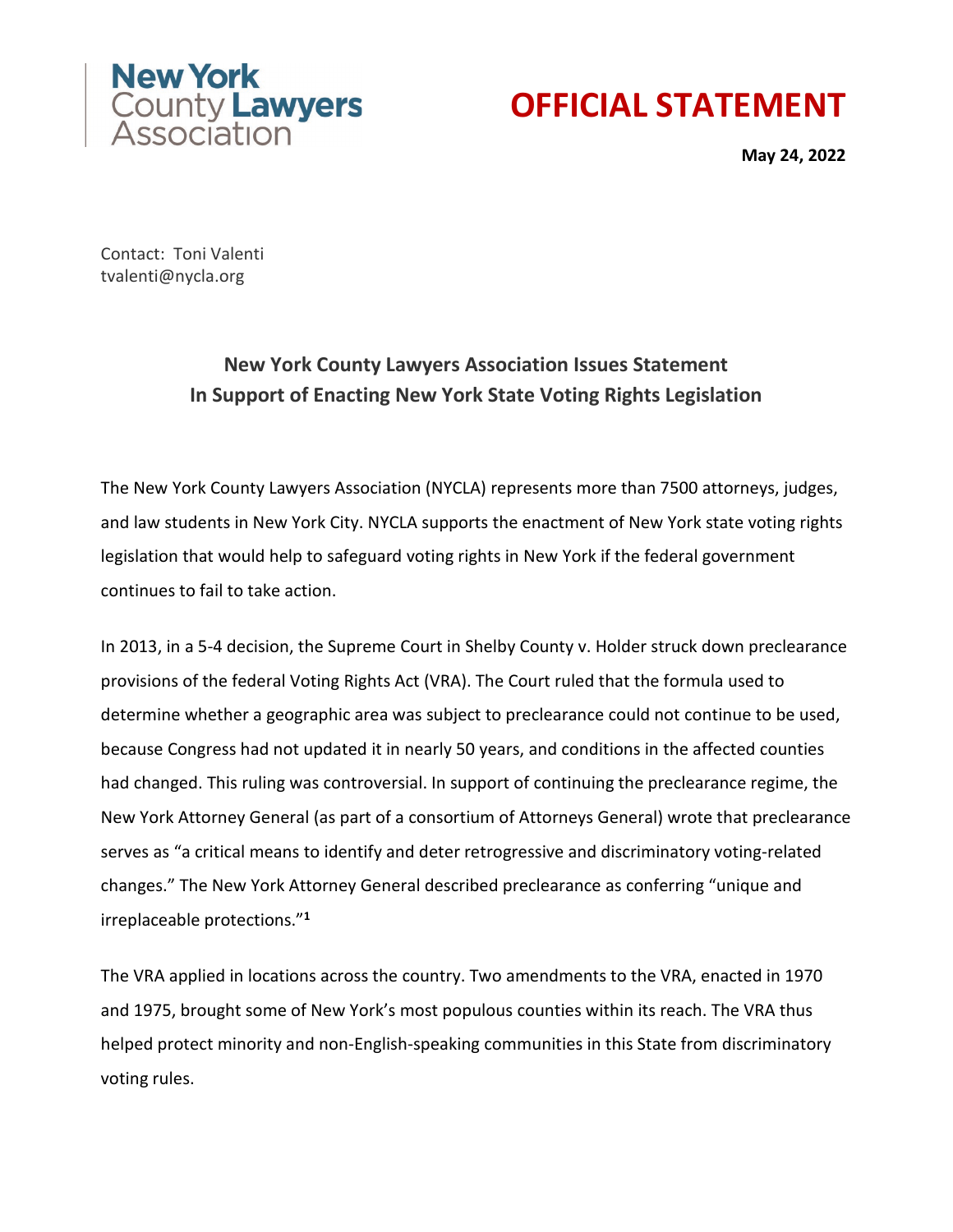New York County Lawyers Association

# OFFICIAL STATEMENT

**May 24, 2022**

Contact: Toni Valenti
tvalenti@nycla.org

## New York County Lawyers Association Issues Statement In Support of Enacting New York State Voting Rights Legislation

The New York County Lawyers Association (NYCLA) represents more than 7500 attorneys, judges, and law students in New York City. NYCLA supports the enactment of New York state voting rights legislation that would help to safeguard voting rights in New York if the federal government continues to fail to take action.

In 2013, in a 5-4 decision, the Supreme Court in Shelby County v. Holder struck down preclearance provisions of the federal Voting Rights Act (VRA). The Court ruled that the formula used to determine whether a geographic area was subject to preclearance could not continue to be used, because Congress had not updated it in nearly 50 years, and conditions in the affected counties had changed. This ruling was controversial. In support of continuing the preclearance regime, the New York Attorney General (as part of a consortium of Attorneys General) wrote that preclearance serves as "a critical means to identify and deter retrogressive and discriminatory voting-related changes." The New York Attorney General described preclearance as conferring "unique and irreplaceable protections."[1]

The VRA applied in locations across the country. Two amendments to the VRA, enacted in 1970 and 1975, brought some of New York's most populous counties within its reach. The VRA thus helped protect minority and non-English-speaking communities in this State from discriminatory voting rules.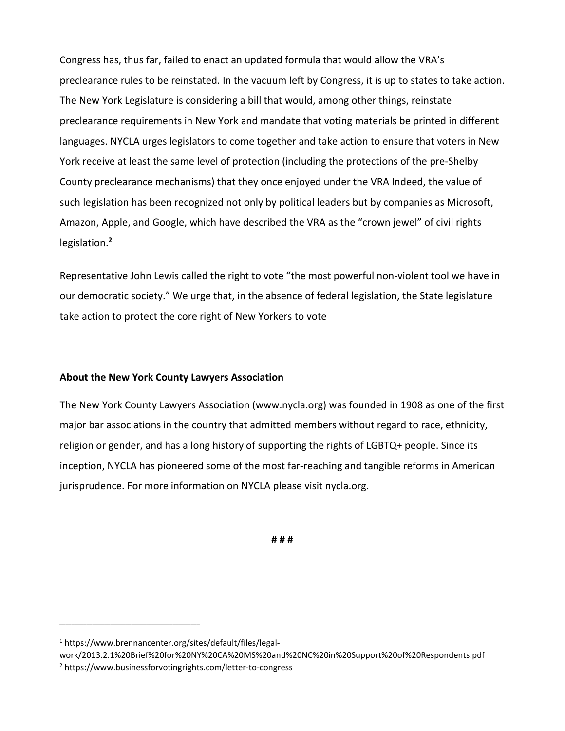Congress has, thus far, failed to enact an updated formula that would allow the VRA's preclearance rules to be reinstated. In the vacuum left by Congress, it is up to states to take action. The New York Legislature is considering a bill that would, among other things, reinstate preclearance requirements in New York and mandate that voting materials be printed in different languages. NYCLA urges legislators to come together and take action to ensure that voters in New York receive at least the same level of protection (including the protections of the pre-Shelby County preclearance mechanisms) that they once enjoyed under the VRA Indeed, the value of such legislation has been recognized not only by political leaders but by companies as Microsoft, Amazon, Apple, and Google, which have described the VRA as the "crown jewel" of civil rights legislation.[2]

Representative John Lewis called the right to vote "the most powerful non-violent tool we have in our democratic society." We urge that, in the absence of federal legislation, the State legislature take action to protect the core right of New Yorkers to vote

**About the New York County Lawyers Association**

The New York County Lawyers Association (www.nycla.org) was founded in 1908 as one of the first major bar associations in the country that admitted members without regard to race, ethnicity, religion or gender, and has a long history of supporting the rights of LGBTQ+ people. Since its inception, NYCLA has pioneered some of the most far-reaching and tangible reforms in American jurisprudence. For more information on NYCLA please visit nycla.org.

# # #

---

[1] https://www.brennancenter.org/sites/default/files/legal-work/2013.2.1%20Brief%20for%20NY%20CA%20MS%20and%20NC%20in%20Support%20of%20Respondents.pdf

[2] https://www.businessforvotingrights.com/letter-to-congress